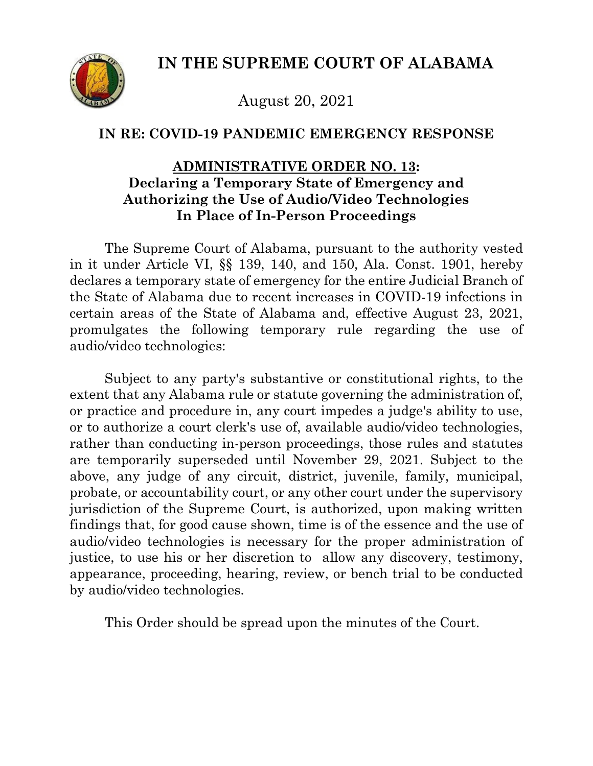# IN THE SUPREME COURT OF ALABAMA

August 20, 2021

## IN RE: COVID-19 PANDEMIC EMERGENCY RESPONSE

### <u>ADMINISTRATIVE ORDER NO. 13</u>: Declaring a Temporary State of Emergency and Authorizing the Use of Audio/Video Technologies In Place of In-Person Proceedings

The Supreme Court of Alabama, pursuant to the authority vested in it under Article VI, §§ 139, 140, and 150, Ala. Const. 1901, hereby declares a temporary state of emergency for the entire Judicial Branch of the State of Alabama due to recent increases in COVID-19 infections in certain areas of the State of Alabama and, effective August 23, 2021, promulgates the following temporary rule regarding the use of audio/video technologies:

Subject to any party's substantive or constitutional rights, to the extent that any Alabama rule or statute governing the administration of, or practice and procedure in, any court impedes a judge's ability to use, or to authorize a court clerk's use of, available audio/video technologies, rather than conducting in-person proceedings, those rules and statutes are temporarily superseded until November 29, 2021. Subject to the above, any judge of any circuit, district, juvenile, family, municipal, probate, or accountability court, or any other court under the supervisory jurisdiction of the Supreme Court, is authorized, upon making written findings that, for good cause shown, time is of the essence and the use of audio/video technologies is necessary for the proper administration of justice, to use his or her discretion to allow any discovery, testimony, appearance, proceeding, hearing, review, or bench trial to be conducted by audio/video technologies.

This Order should be spread upon the minutes of the Court.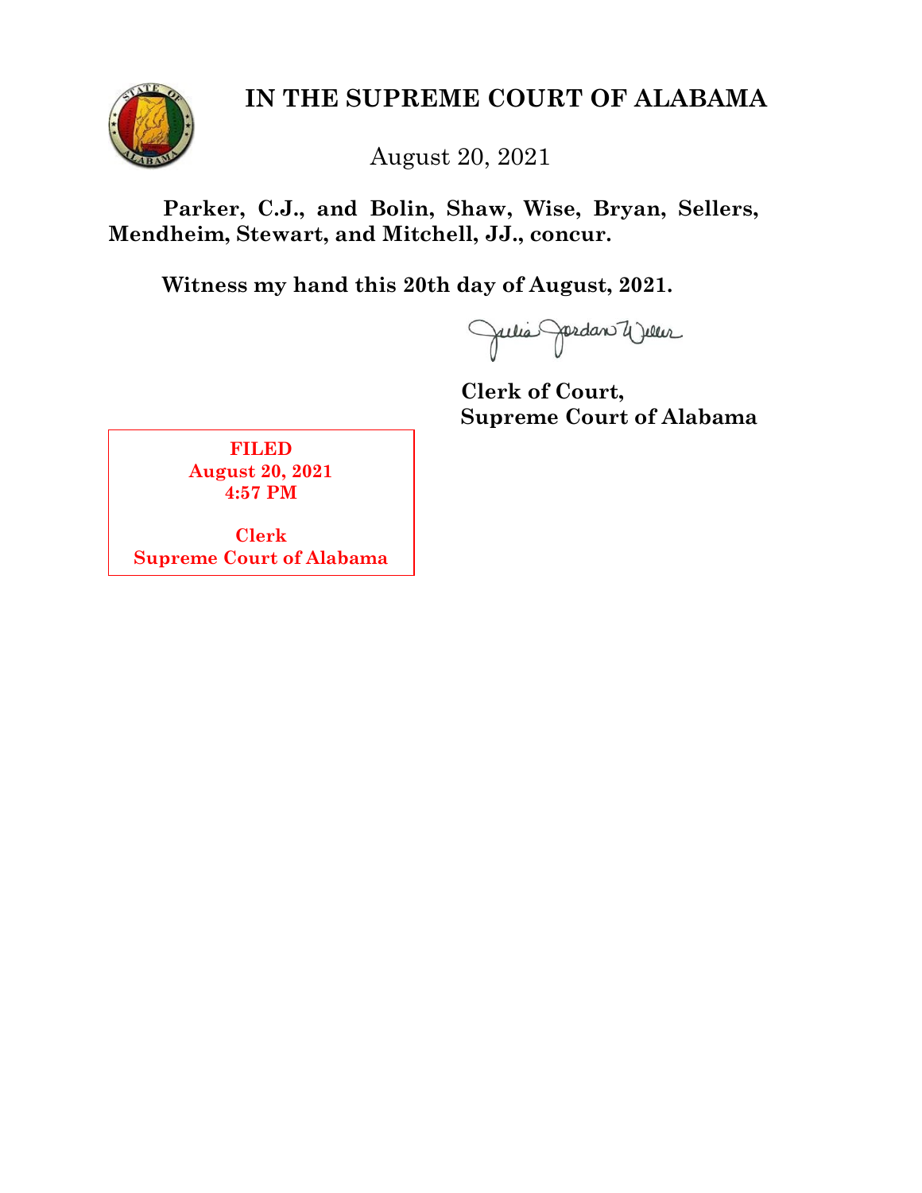# IN THE SUPREME COURT OF ALABAMA

August 20, 2021

**Parker, C.J., and Bolin, Shaw, Wise, Bryan, Sellers, Mendheim, Stewart, and Mitchell, JJ., concur.**

**Witness my hand this 20th day of August, 2021.**

Julia Jordan Weller

**Clerk of Court,**
**Supreme Court of Alabama**

**FILED**
**August 20, 2021**
**4:57 PM**

**Clerk**
**Supreme Court of Alabama**